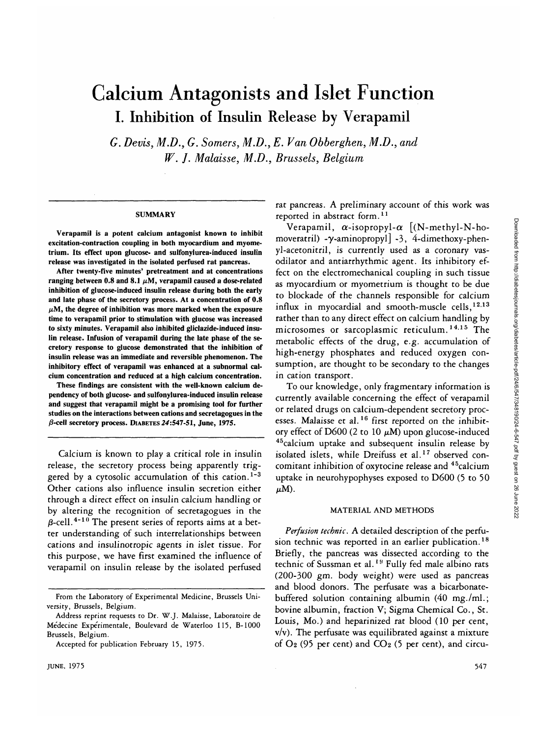# Calcium Antagonists and Islet Function

## I. Inhibition of Insulin Release by Verapamil

*G. Devis, M.D., G. Somers, M.D., E. Van Obberghen, M.D., and W. J. Malaisse, M.D., Brussels, Belgium*

### SUMMARY

**Verapamil is a potent calcium antagonist known to inhibit excitation-contraction coupling in both myocardium and myometrium. Its effect upon glucose- and sulfonylurea-induced insulin release was investigated in the isolated perfused rat pancreas.**

**After twenty-five minutes' pretreatment and at concentrations ranging between 0.8 and 8.1 $\mu$M, verapamil caused a dose-related inhibition of glucose-induced insulin release during both the early and late phase of the secretory process. At a concentration of 0.8 $\mu$M, the degree of inhibition was more marked when the exposure time to verapamil prior to stimulation with glucose was increased to sixty minutes. Verapamil also inhibited gliclazide-induced insulin release. Infusion of verapamil during the late phase of the secretory response to glucose demonstrated that the inhibition of insulin release was an immediate and reversible phenomenon. The inhibitory effect of verapamil was enhanced at a subnormal calcium concentration and reduced at a high calcium concentration.**

**These findings are consistent with the well-known calcium dependency of both glucose- and sulfonylurea-induced insulin release and suggest that verapamil might be a promising tool for further studies on the interactions between cations and secretagogues in the $\beta$-cell secretory process.** DIABETES *24*:547-51, June, 1975.

Calcium is known to play a critical role in insulin release, the secretory process being apparently triggered by a cytosolic accumulation of this cation.[1-3] Other cations also influence insulin secretion either through a direct effect on insulin calcium handling or by altering the recognition of secretagogues in the $\beta$-cell.[4-10] The present series of reports aims at a better understanding of such interrelationships between cations and insulinotropic agents in islet tissue. For this purpose, we have first examined the influence of verapamil on insulin release by the isolated perfused rat pancreas. A preliminary account of this work was reported in abstract form.[11]

Verapamil, $\alpha$-isopropyl-$\alpha$ [(N-methyl-N-homoveratril) -$\gamma$-aminopropyl] -3, 4-dimethoxy-phenyl-acetonitril, is currently used as a coronary vasodilator and antiarrhythmic agent. Its inhibitory effect on the electromechanical coupling in such tissue as myocardium or myometrium is thought to be due to blockade of the channels responsible for calcium influx in myocardial and smooth-muscle cells,[12,13] rather than to any direct effect on calcium handling by microsomes or sarcoplasmic reticulum.[14,15] The metabolic effects of the drug, e.g. accumulation of high-energy phosphates and reduced oxygen consumption, are thought to be secondary to the changes in cation transport.

To our knowledge, only fragmentary information is currently available concerning the effect of verapamil or related drugs on calcium-dependent secretory processes. Malaisse et al.[16] first reported on the inhibitory effect of D600 (2 to 10 $\mu$M) upon glucose-induced $^{45}$calcium uptake and subsequent insulin release by isolated islets, while Dreifuss et al.[17] observed concomitant inhibition of oxytocine release and $^{45}$calcium uptake in neurohypophyses exposed to D600 (5 to 50 $\mu$M).

### MATERIAL AND METHODS

*Perfusion technic.* A detailed description of the perfusion technic was reported in an earlier publication.[18] Briefly, the pancreas was dissected according to the technic of Sussman et al.[19] Fully fed male albino rats (200-300 gm. body weight) were used as pancreas and blood donors. The perfusate was a bicarbonate-buffered solution containing albumin (40 mg./ml.; bovine albumin, fraction V; Sigma Chemical Co., St. Louis, Mo.) and heparinized rat blood (10 per cent, v/v). The perfusate was equilibrated against a mixture of $O_2$ (95 per cent) and $CO_2$ (5 per cent), and circu-

From the Laboratory of Experimental Medicine, Brussels University, Brussels, Belgium.

Address reprint requests to Dr. W.J. Malaisse, Laboratoire de Médecine Expérimentale, Boulevard de Waterloo 115, B-1000 Brussels, Belgium.

Accepted for publication February 15, 1975.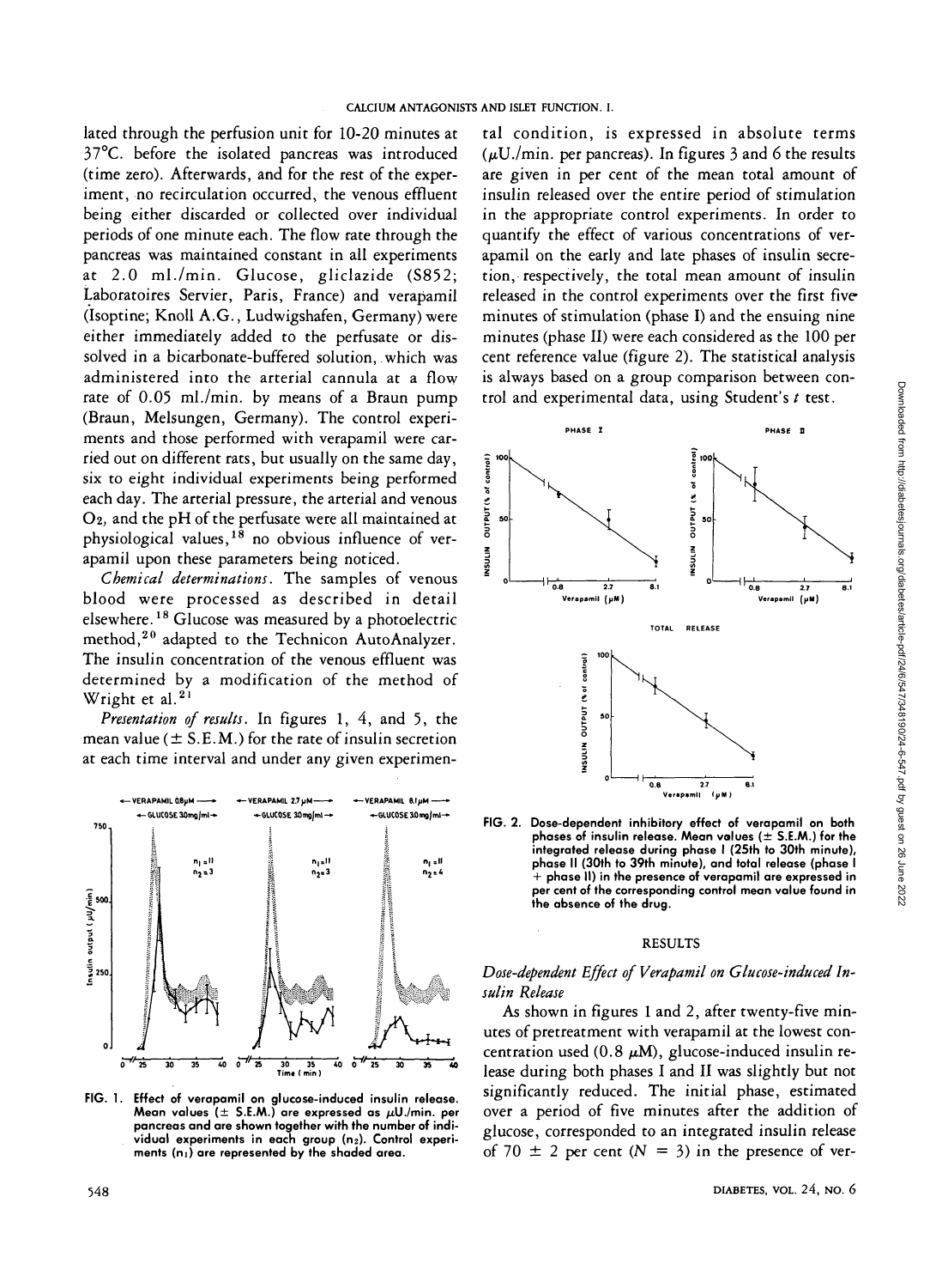lated through the perfusion unit for 10-20 minutes at 37°C. before the isolated pancreas was introduced (time zero). Afterwards, and for the rest of the experiment, no recirculation occurred, the venous effluent being either discarded or collected over individual periods of one minute each. The flow rate through the pancreas was maintained constant in all experiments at 2.0 ml./min. Glucose, gliclazide (S852; Laboratoires Servier, Paris, France) and verapamil (Isoptine; Knoll A.G., Ludwigshafen, Germany) were either immediately added to the perfusate or dissolved in a bicarbonate-buffered solution, which was administered into the arterial cannula at a flow rate of 0.05 ml./min. by means of a Braun pump (Braun, Melsungen, Germany). The control experiments and those performed with verapamil were carried out on different rats, but usually on the same day, six to eight individual experiments being performed each day. The arterial pressure, the arterial and venous $O_2$, and the pH of the perfusate were all maintained at physiological values,[18] no obvious influence of verapamil upon these parameters being noticed.

*Chemical determinations.* The samples of venous blood were processed as described in detail elsewhere.[18] Glucose was measured by a photoelectric method,[20] adapted to the Technicon AutoAnalyzer. The insulin concentration of the venous effluent was determined by a modification of the method of Wright et al.[21]

*Presentation of results.* In figures 1, 4, and 5, the mean value (± S.E.M.) for the rate of insulin secretion at each time interval and under any given experimental condition, is expressed in absolute terms ($\mu$U./min. per pancreas). In figures 3 and 6 the results are given in per cent of the mean total amount of insulin released over the entire period of stimulation in the appropriate control experiments. In order to quantify the effect of various concentrations of verapamil on the early and late phases of insulin secretion, respectively, the total mean amount of insulin released in the control experiments over the first five minutes of stimulation (phase I) and the ensuing nine minutes (phase II) were each considered as the 100 per cent reference value (figure 2). The statistical analysis is always based on a group comparison between control and experimental data, using Student's *t* test.

FIG. 1. Effect of verapamil on glucose-induced insulin release. Mean values (± S.E.M.) are expressed as $\mu$U./min. per pancreas and are shown together with the number of individual experiments in each group ($n_2$). Control experiments ($n_1$) are represented by the shaded area.

FIG. 2. Dose-dependent inhibitory effect of verapamil on both phases of insulin release. Mean values (± S.E.M.) for the integrated release during phase I (25th to 30th minute), phase II (30th to 39th minute), and total release (phase I + phase II) in the presence of verapamil are expressed in per cent of the corresponding control mean value found in the absence of the drug.

## RESULTS

### *Dose-dependent Effect of Verapamil on Glucose-induced Insulin Release*

As shown in figures 1 and 2, after twenty-five minutes of pretreatment with verapamil at the lowest concentration used (0.8 $\mu$M), glucose-induced insulin release during both phases I and II was slightly but not significantly reduced. The initial phase, estimated over a period of five minutes after the addition of glucose, corresponded to an integrated insulin release of 70 ± 2 per cent ($N$ = 3) in the presence of ver-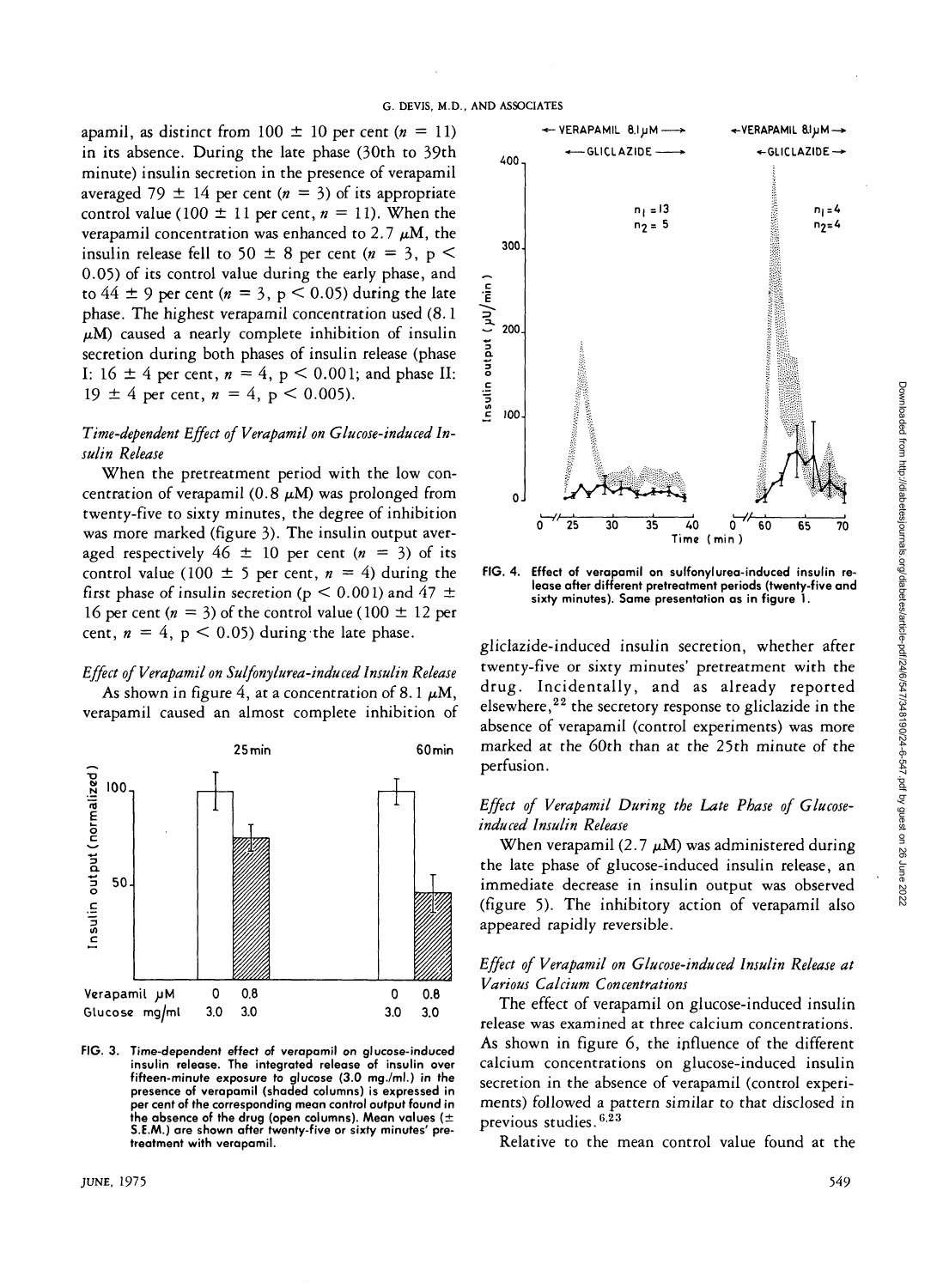apamil, as distinct from 100 ± 10 per cent ($n = 11$) in its absence. During the late phase (30th to 39th minute) insulin secretion in the presence of verapamil averaged 79 ± 14 per cent ($n = 3$) of its appropriate control value (100 ± 11 per cent, $n = 11$). When the verapamil concentration was enhanced to 2.7 $\mu$M, the insulin release fell to 50 ± 8 per cent ($n = 3$, $p < 0.05$) of its control value during the early phase, and to 44 ± 9 per cent ($n = 3$, $p < 0.05$) during the late phase. The highest verapamil concentration used (8.1 $\mu$M) caused a nearly complete inhibition of insulin secretion during both phases of insulin release (phase I: 16 ± 4 per cent, $n = 4$, $p < 0.001$; and phase II: 19 ± 4 per cent, $n = 4$, $p < 0.005$).

### *Time-dependent Effect of Verapamil on Glucose-induced Insulin Release*

When the pretreatment period with the low concentration of verapamil (0.8 $\mu$M) was prolonged from twenty-five to sixty minutes, the degree of inhibition was more marked (figure 3). The insulin output averaged respectively 46 ± 10 per cent ($n = 3$) of its control value (100 ± 5 per cent, $n = 4$) during the first phase of insulin secretion ($p < 0.001$) and 47 ± 16 per cent ($n = 3$) of the control value (100 ± 12 per cent, $n = 4$, $p < 0.05$) during the late phase.

### *Effect of Verapamil on Sulfonylurea-induced Insulin Release*

As shown in figure 4, at a concentration of 8.1 $\mu$M, verapamil caused an almost complete inhibition of gliclazide-induced insulin secretion, whether after twenty-five or sixty minutes' pretreatment with the drug. Incidentally, and as already reported elsewhere,[22] the secretory response to gliclazide in the absence of verapamil (control experiments) was more marked at the 60th than at the 25th minute of the perfusion.

FIG. 3. Time-dependent effect of verapamil on glucose-induced insulin release. The integrated release of insulin over fifteen-minute exposure to glucose (3.0 mg./ml.) in the presence of verapamil (shaded columns) is expressed in per cent of the corresponding mean control output found in the absence of the drug (open columns). Mean values (± S.E.M.) are shown after twenty-five or sixty minutes' pretreatment with verapamil.

FIG. 4. Effect of verapamil on sulfonylurea-induced insulin release after different pretreatment periods (twenty-five and sixty minutes). Same presentation as in figure 1.

### *Effect of Verapamil During the Late Phase of Glucose-induced Insulin Release*

When verapamil (2.7 $\mu$M) was administered during the late phase of glucose-induced insulin release, an immediate decrease in insulin output was observed (figure 5). The inhibitory action of verapamil also appeared rapidly reversible.

### *Effect of Verapamil on Glucose-induced Insulin Release at Various Calcium Concentrations*

The effect of verapamil on glucose-induced insulin release was examined at three calcium concentrations. As shown in figure 6, the influence of the different calcium concentrations on glucose-induced insulin secretion in the absence of verapamil (control experiments) followed a pattern similar to that disclosed in previous studies.[6,23]

Relative to the mean control value found at the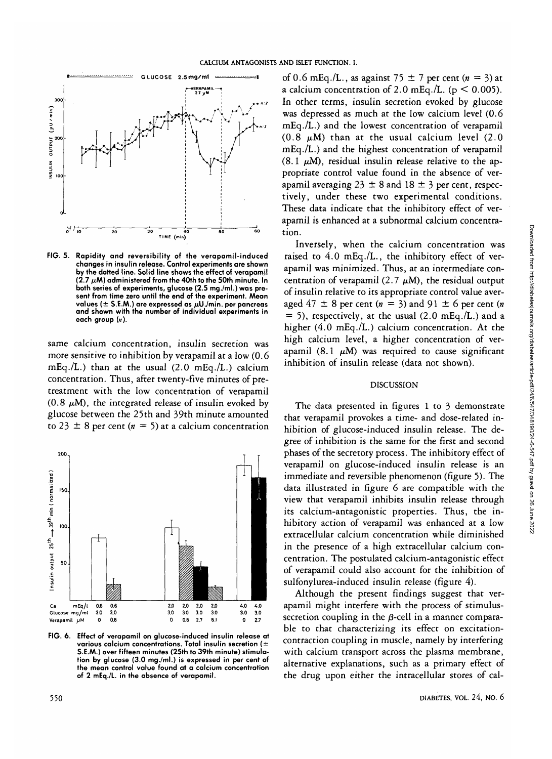FIG. 5. Rapidity and reversibility of the verapamil-induced changes in insulin release. Control experiments are shown by the dotted line. Solid line shows the effect of verapamil (2.7 $\mu$M) administered from the 40th to the 50th minute. In both series of experiments, glucose (2.5 mg./ml.) was present from time zero until the end of the experiment. Mean values ($\pm$ S.E.M.) are expressed as $\mu$U./min. per pancreas and shown with the number of individual experiments in each group ($n$).

same calcium concentration, insulin secretion was more sensitive to inhibition by verapamil at a low (0.6 mEq./L.) than at the usual (2.0 mEq./L.) calcium concentration. Thus, after twenty-five minutes of pretreatment with the low concentration of verapamil (0.8 $\mu$M), the integrated release of insulin evoked by glucose between the 25th and 39th minute amounted to 23 $\pm$ 8 per cent ($n$ = 5) at a calcium concentration of 0.6 mEq./L., as against 75 $\pm$ 7 per cent ($n$ = 3) at a calcium concentration of 2.0 mEq./L. ($p < 0.005$). In other terms, insulin secretion evoked by glucose was depressed as much at the low calcium level (0.6 mEq./L.) and the lowest concentration of verapamil (0.8 $\mu$M) than at the usual calcium level (2.0 mEq./L.) and the highest concentration of verapamil (8.1 $\mu$M), residual insulin release relative to the appropriate control value found in the absence of verapamil averaging 23 $\pm$ 8 and 18 $\pm$ 3 per cent, respectively, under these two experimental conditions. These data indicate that the inhibitory effect of verapamil is enhanced at a subnormal calcium concentration.

Inversely, when the calcium concentration was raised to 4.0 mEq./L., the inhibitory effect of verapamil was minimized. Thus, at an intermediate concentration of verapamil (2.7 $\mu$M), the residual output of insulin relative to its appropriate control value averaged 47 $\pm$ 8 per cent ($n$ = 3) and 91 $\pm$ 6 per cent ($n$ = 5), respectively, at the usual (2.0 mEq./L.) and a higher (4.0 mEq./L.) calcium concentration. At the high calcium level, a higher concentration of verapamil (8.1 $\mu$M) was required to cause significant inhibition of insulin release (data not shown).

FIG. 6. Effect of verapamil on glucose-induced insulin release at various calcium concentrations. Total insulin secretion ($\pm$ S.E.M.) over fifteen minutes (25th to 39th minute) stimulation by glucose (3.0 mg./ml.) is expressed in per cent of the mean control value found at a calcium concentration of 2 mEq./L. in the absence of verapamil.

## DISCUSSION

The data presented in figures 1 to 3 demonstrate that verapamil provokes a time- and dose-related inhibition of glucose-induced insulin release. The degree of inhibition is the same for the first and second phases of the secretory process. The inhibitory effect of verapamil on glucose-induced insulin release is an immediate and reversible phenomenon (figure 5). The data illustrated in figure 6 are compatible with the view that verapamil inhibits insulin release through its calcium-antagonistic properties. Thus, the inhibitory action of verapamil was enhanced at a low extracellular calcium concentration while diminished in the presence of a high extracellular calcium concentration. The postulated calcium-antagonistic effect of verapamil could also account for the inhibition of sulfonylurea-induced insulin release (figure 4).

Although the present findings suggest that verapamil might interfere with the process of stimulus-secretion coupling in the $\beta$-cell in a manner comparable to that characterizing its effect on excitation-contraction coupling in muscle, namely by interfering with calcium transport across the plasma membrane, alternative explanations, such as a primary effect of the drug upon either the intracellular stores of cal-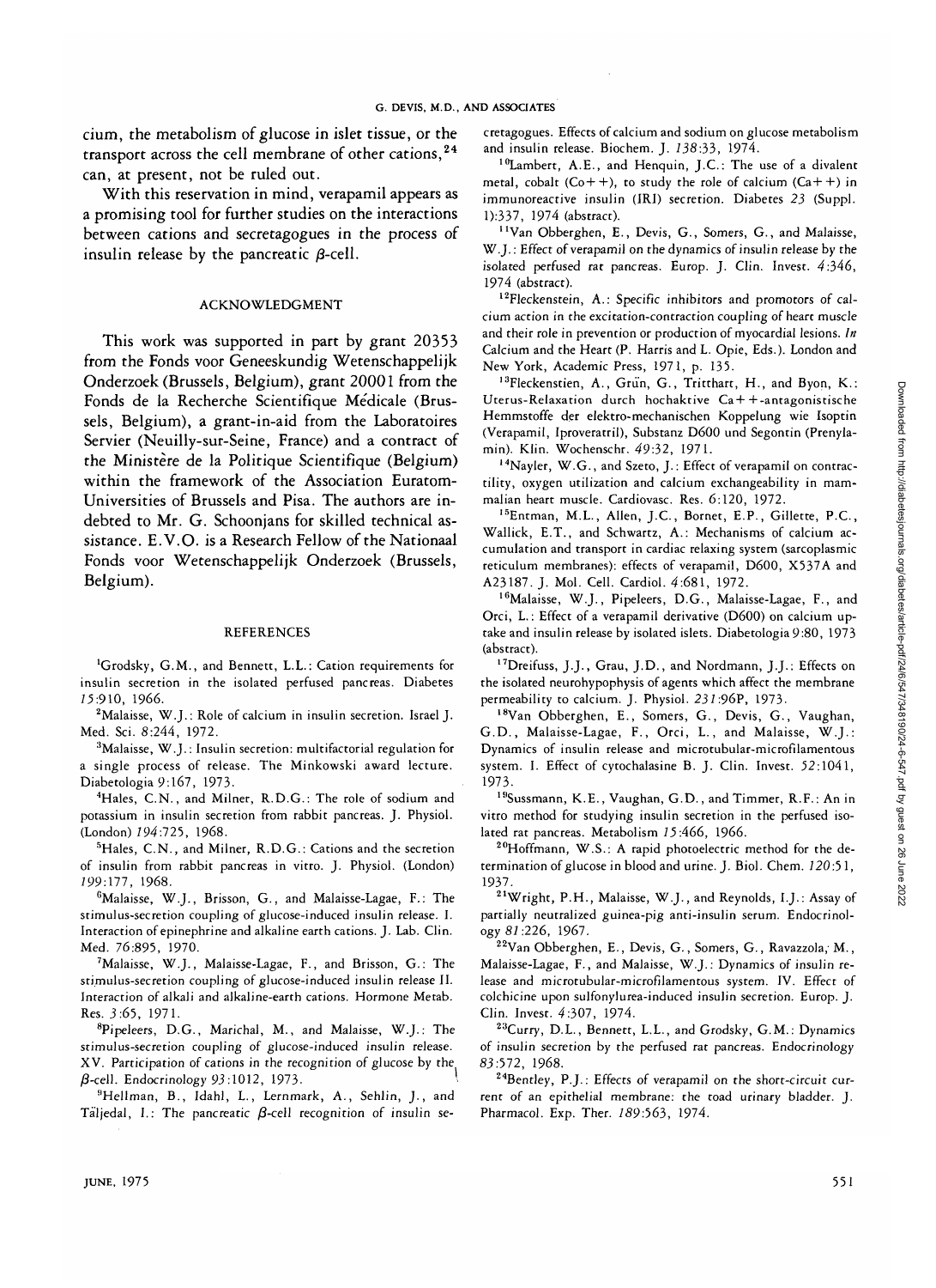cium, the metabolism of glucose in islet tissue, or the transport across the cell membrane of other cations,[24] can, at present, not be ruled out.

With this reservation in mind, verapamil appears as a promising tool for further studies on the interactions between cations and secretagogues in the process of insulin release by the pancreatic $\beta$-cell.

## ACKNOWLEDGMENT

This work was supported in part by grant 20353 from the Fonds voor Geneeskundig Wetenschappelijk Onderzoek (Brussels, Belgium), grant 20001 from the Fonds de la Recherche Scientifique Médicale (Brussels, Belgium), a grant-in-aid from the Laboratoires Servier (Neuilly-sur-Seine, France) and a contract of the Ministère de la Politique Scientifique (Belgium) within the framework of the Association Euratom-Universities of Brussels and Pisa. The authors are indebted to Mr. G. Schoonjans for skilled technical assistance. E.V.O. is a Research Fellow of the Nationaal Fonds voor Wetenschappelijk Onderzoek (Brussels, Belgium).

## REFERENCES

[1] Grodsky, G.M., and Bennett, L.L.: Cation requirements for insulin secretion in the isolated perfused pancreas. Diabetes *15*:910, 1966.

[2] Malaisse, W.J.: Role of calcium in insulin secretion. Israel J. Med. Sci. *8*:244, 1972.

[3] Malaisse, W.J.: Insulin secretion: multifactorial regulation for a single process of release. The Minkowski award lecture. Diabetologia *9*:167, 1973.

[4] Hales, C.N., and Milner, R.D.G.: The role of sodium and potassium in insulin secretion from rabbit pancreas. J. Physiol. (London) *194*:725, 1968.

[5] Hales, C.N., and Milner, R.D.G.: Cations and the secretion of insulin from rabbit pancreas in vitro. J. Physiol. (London) *199*:177, 1968.

[6] Malaisse, W.J., Brisson, G., and Malaisse-Lagae, F.: The stimulus-secretion coupling of glucose-induced insulin release. I. Interaction of epinephrine and alkaline earth cations. J. Lab. Clin. Med. *76*:895, 1970.

[7] Malaisse, W.J., Malaisse-Lagae, F., and Brisson, G.: The stimulus-secretion coupling of glucose-induced insulin release II. Interaction of alkali and alkaline-earth cations. Hormone Metab. Res. *3*:65, 1971.

[8] Pipeleers, D.G., Marichal, M., and Malaisse, W.J.: The stimulus-secretion coupling of glucose-induced insulin release. XV. Participation of cations in the recognition of glucose by the $\beta$-cell. Endocrinology *93*:1012, 1973.

[9] Hellman, B., Idahl, L., Lernmark, A., Sehlin, J., and Täljedal, I.: The pancreatic $\beta$-cell recognition of insulin secretagogues. Effects of calcium and sodium on glucose metabolism and insulin release. Biochem. J. *138*:33, 1974.

[10] Lambert, A.E., and Henquin, J.C.: The use of a divalent metal, cobalt (Co++), to study the role of calcium (Ca++) in immunoreactive insulin (IRI) secretion. Diabetes *23* (Suppl. 1):337, 1974 (abstract).

[11] Van Obberghen, E., Devis, G., Somers, G., and Malaisse, W.J.: Effect of verapamil on the dynamics of insulin release by the isolated perfused rat pancreas. Europ. J. Clin. Invest. *4*:346, 1974 (abstract).

[12] Fleckenstein, A.: Specific inhibitors and promotors of calcium action in the excitation-contraction coupling of heart muscle and their role in prevention or production of myocardial lesions. *In* Calcium and the Heart (P. Harris and L. Opie, Eds.). London and New York, Academic Press, 1971, p. 135.

[13] Fleckenstien, A., Grün, G., Tritthart, H., and Byon, K.: Uterus-Relaxation durch hochaktive Ca++-antagonistische Hemmstoffe der elektro-mechanischen Koppelung wie Isoptin (Verapamil, Iproveratril), Substanz D600 und Segontin (Prenylamin). Klin. Wochenschr. *49*:32, 1971.

[14] Nayler, W.G., and Szeto, J.: Effect of verapamil on contractility, oxygen utilization and calcium exchangeability in mammalian heart muscle. Cardiovasc. Res. *6*:120, 1972.

[15] Entman, M.L., Allen, J.C., Bornet, E.P., Gillette, P.C., Wallick, E.T., and Schwartz, A.: Mechanisms of calcium accumulation and transport in cardiac relaxing system (sarcoplasmic reticulum membranes): effects of verapamil, D600, X537A and A23187. J. Mol. Cell. Cardiol. *4*:681, 1972.

[16] Malaisse, W.J., Pipeleers, D.G., Malaisse-Lagae, F., and Orci, L.: Effect of a verapamil derivative (D600) on calcium uptake and insulin release by isolated islets. Diabetologia *9*:80, 1973 (abstract).

[17] Dreifuss, J.J., Grau, J.D., and Nordmann, J.J.: Effects on the isolated neurohypophysis of agents which affect the membrane permeability to calcium. J. Physiol. *231*:96P, 1973.

[18] Van Obberghen, E., Somers, G., Devis, G., Vaughan, G.D., Malaisse-Lagae, F., Orci, L., and Malaisse, W.J.: Dynamics of insulin release and microtubular-microfilamentous system. I. Effect of cytochalasine B. J. Clin. Invest. *52*:1041, 1973.

[19] Sussmann, K.E., Vaughan, G.D., and Timmer, R.F.: An in vitro method for studying insulin secretion in the perfused isolated rat pancreas. Metabolism *15*:466, 1966.

[20] Hoffmann, W.S.: A rapid photoelectric method for the determination of glucose in blood and urine. J. Biol. Chem. *120*:51, 1937.

[21] Wright, P.H., Malaisse, W.J., and Reynolds, I.J.: Assay of partially neutralized guinea-pig anti-insulin serum. Endocrinology *81*:226, 1967.

[22] Van Obberghen, E., Devis, G., Somers, G., Ravazzola, M., Malaisse-Lagae, F., and Malaisse, W.J.: Dynamics of insulin release and microtubular-microfilamentous system. IV. Effect of colchicine upon sulfonylurea-induced insulin secretion. Europ. J. Clin. Invest. *4*:307, 1974.

[23] Curry, D.L., Bennett, L.L., and Grodsky, G.M.: Dynamics of insulin secretion by the perfused rat pancreas. Endocrinology *83*:572, 1968.

[24] Bentley, P.J.: Effects of verapamil on the short-circuit current of an epithelial membrane: the toad urinary bladder. J. Pharmacol. Exp. Ther. *189*:563, 1974.